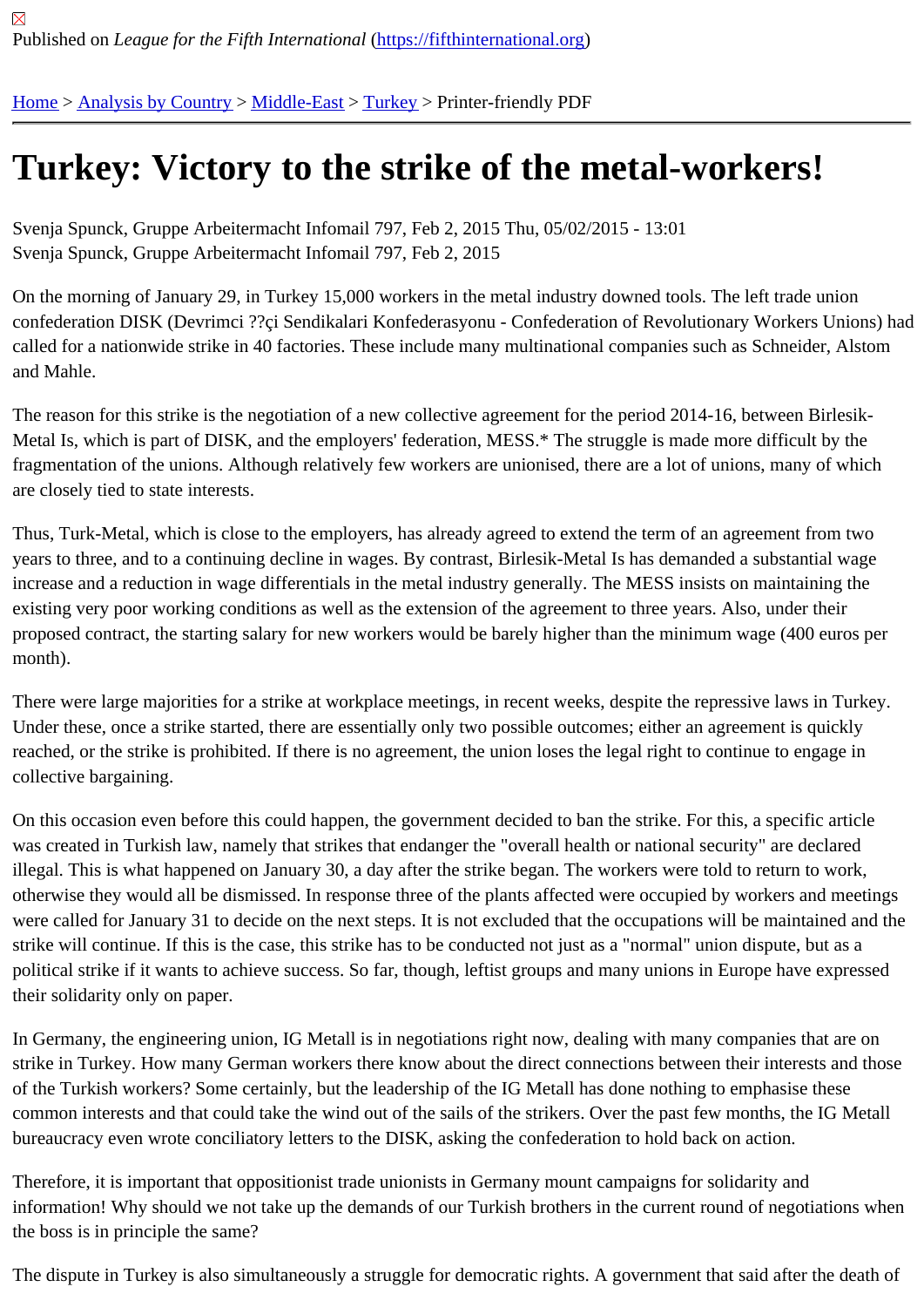Published on *League for the Fifth International* (https://fifthinternational.org)

Home > Analysis by Country > Middle-East > Turkey > Printer-friendly PDF

# Turkey: Victory to the strike of the metal-workers!

Svenja Spunck, Gruppe Arbeitermacht Infomail 797, Feb 2, 2015 Thu, 05/02/2015 - 13:01
Svenja Spunck, Gruppe Arbeitermacht Infomail 797, Feb 2, 2015

On the morning of January 29, in Turkey 15,000 workers in the metal industry downed tools. The left trade union confederation DISK (Devrimci ??çi Sendikalari Konfederasyonu - Confederation of Revolutionary Workers Unions) had called for a nationwide strike in 40 factories. These include many multinational companies such as Schneider, Alstom and Mahle.

The reason for this strike is the negotiation of a new collective agreement for the period 2014-16, between Birlesik-Metal Is, which is part of DISK, and the employers' federation, MESS.* The struggle is made more difficult by the fragmentation of the unions. Although relatively few workers are unionised, there are a lot of unions, many of which are closely tied to state interests.

Thus, Turk-Metal, which is close to the employers, has already agreed to extend the term of an agreement from two years to three, and to a continuing decline in wages. By contrast, Birlesik-Metal Is has demanded a substantial wage increase and a reduction in wage differentials in the metal industry generally. The MESS insists on maintaining the existing very poor working conditions as well as the extension of the agreement to three years. Also, under their proposed contract, the starting salary for new workers would be barely higher than the minimum wage (400 euros per month).

There were large majorities for a strike at workplace meetings, in recent weeks, despite the repressive laws in Turkey. Under these, once a strike started, there are essentially only two possible outcomes; either an agreement is quickly reached, or the strike is prohibited. If there is no agreement, the union loses the legal right to continue to engage in collective bargaining.

On this occasion even before this could happen, the government decided to ban the strike. For this, a specific article was created in Turkish law, namely that strikes that endanger the "overall health or national security" are declared illegal. This is what happened on January 30, a day after the strike began. The workers were told to return to work, otherwise they would all be dismissed. In response three of the plants affected were occupied by workers and meetings were called for January 31 to decide on the next steps. It is not excluded that the occupations will be maintained and the strike will continue. If this is the case, this strike has to be conducted not just as a "normal" union dispute, but as a political strike if it wants to achieve success. So far, though, leftist groups and many unions in Europe have expressed their solidarity only on paper.

In Germany, the engineering union, IG Metall is in negotiations right now, dealing with many companies that are on strike in Turkey. How many German workers there know about the direct connections between their interests and those of the Turkish workers? Some certainly, but the leadership of the IG Metall has done nothing to emphasise these common interests and that could take the wind out of the sails of the strikers. Over the past few months, the IG Metall bureaucracy even wrote conciliatory letters to the DISK, asking the confederation to hold back on action.

Therefore, it is important that oppositionist trade unionists in Germany mount campaigns for solidarity and information! Why should we not take up the demands of our Turkish brothers in the current round of negotiations when the boss is in principle the same?

The dispute in Turkey is also simultaneously a struggle for democratic rights. A government that said after the death of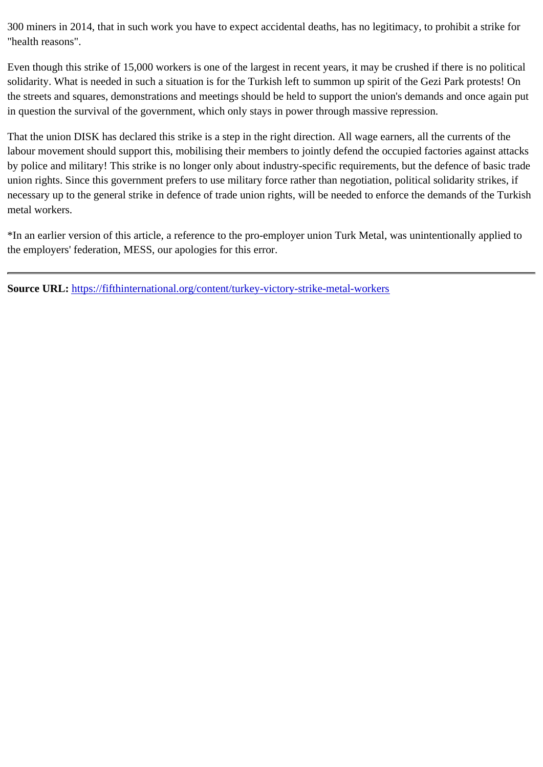300 miners in 2014, that in such work you have to expect accidental deaths, has no legitimacy, to prohibit a strike for "health reasons".

Even though this strike of 15,000 workers is one of the largest in recent years, it may be crushed if there is no political solidarity. What is needed in such a situation is for the Turkish left to summon up spirit of the Gezi Park protests! On the streets and squares, demonstrations and meetings should be held to support the union's demands and once again put in question the survival of the government, which only stays in power through massive repression.

That the union DISK has declared this strike is a step in the right direction. All wage earners, all the currents of the labour movement should support this, mobilising their members to jointly defend the occupied factories against attacks by police and military! This strike is no longer only about industry-specific requirements, but the defence of basic trade union rights. Since this government prefers to use military force rather than negotiation, political solidarity strikes, if necessary up to the general strike in defence of trade union rights, will be needed to enforce the demands of the Turkish metal workers.

*In an earlier version of this article, a reference to the pro-employer union Turk Metal, was unintentionally applied to the employers' federation, MESS, our apologies for this error.

---

**Source URL:** https://fifthinternational.org/content/turkey-victory-strike-metal-workers